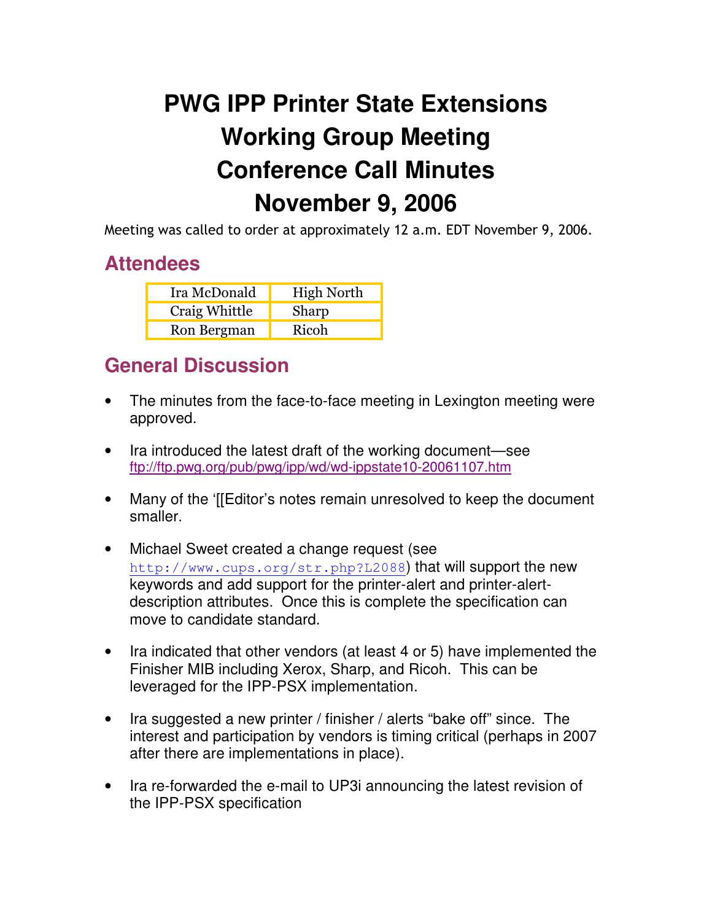# PWG IPP Printer State Extensions Working Group Meeting Conference Call Minutes November 9, 2006

Meeting was called to order at approximately 12 a.m. EDT November 9, 2006.

## Attendees

| | |
|---|---|
| Ira McDonald | High North |
| Craig Whittle | Sharp |
| Ron Bergman | Ricoh |

## General Discussion

- The minutes from the face-to-face meeting in Lexington meeting were approved.
- Ira introduced the latest draft of the working document—see ftp://ftp.pwg.org/pub/pwg/ipp/wd/wd-ippstate10-20061107.htm
- Many of the '[[Editor's notes remain unresolved to keep the document smaller.
- Michael Sweet created a change request (see http://www.cups.org/str.php?L2088) that will support the new keywords and add support for the printer-alert and printer-alert-description attributes. Once this is complete the specification can move to candidate standard.
- Ira indicated that other vendors (at least 4 or 5) have implemented the Finisher MIB including Xerox, Sharp, and Ricoh. This can be leveraged for the IPP-PSX implementation.
- Ira suggested a new printer / finisher / alerts "bake off" since. The interest and participation by vendors is timing critical (perhaps in 2007 after there are implementations in place).
- Ira re-forwarded the e-mail to UP3i announcing the latest revision of the IPP-PSX specification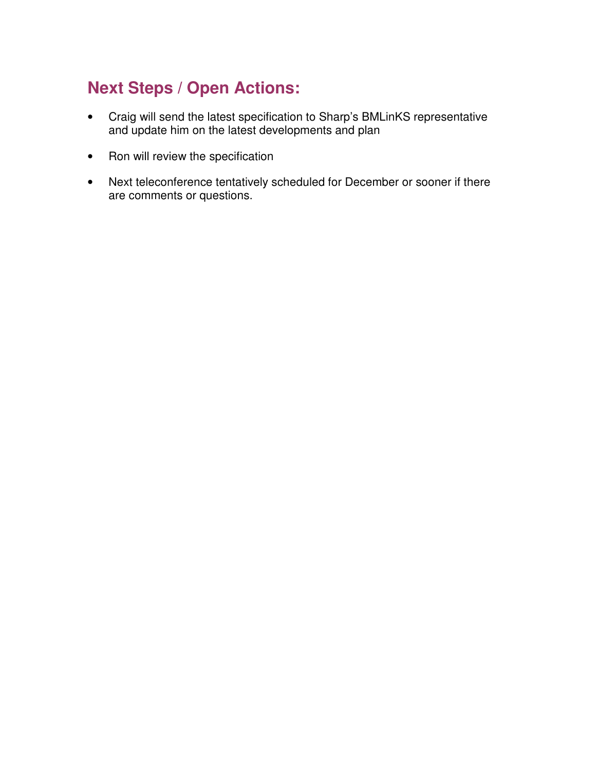## Next Steps / Open Actions:

- Craig will send the latest specification to Sharp's BMLinKS representative and update him on the latest developments and plan
- Ron will review the specification
- Next teleconference tentatively scheduled for December or sooner if there are comments or questions.